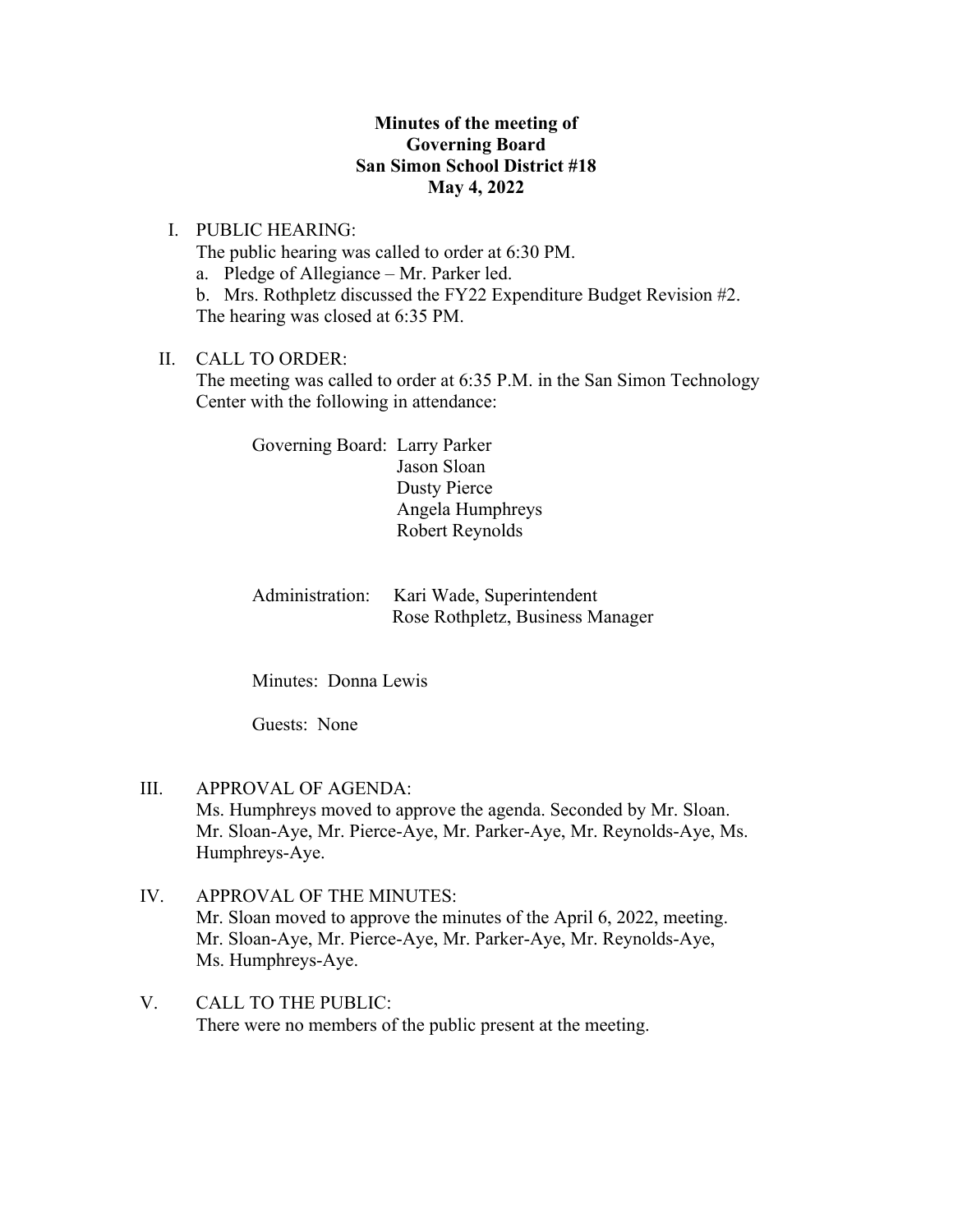**Minutes of the meeting of**
**Governing Board**
**San Simon School District #18**
**May 4, 2022**

I. PUBLIC HEARING:
The public hearing was called to order at 6:30 PM.
a. Pledge of Allegiance – Mr. Parker led.
b. Mrs. Rothpletz discussed the FY22 Expenditure Budget Revision #2.
The hearing was closed at 6:35 PM.

II. CALL TO ORDER:
The meeting was called to order at 6:35 P.M. in the San Simon Technology Center with the following in attendance:

Governing Board: Larry Parker
Jason Sloan
Dusty Pierce
Angela Humphreys
Robert Reynolds

Administration: Kari Wade, Superintendent
Rose Rothpletz, Business Manager

Minutes: Donna Lewis

Guests: None

III. APPROVAL OF AGENDA:
Ms. Humphreys moved to approve the agenda. Seconded by Mr. Sloan. Mr. Sloan-Aye, Mr. Pierce-Aye, Mr. Parker-Aye, Mr. Reynolds-Aye, Ms. Humphreys-Aye.

IV. APPROVAL OF THE MINUTES:
Mr. Sloan moved to approve the minutes of the April 6, 2022, meeting. Mr. Sloan-Aye, Mr. Pierce-Aye, Mr. Parker-Aye, Mr. Reynolds-Aye, Ms. Humphreys-Aye.

V. CALL TO THE PUBLIC:
There were no members of the public present at the meeting.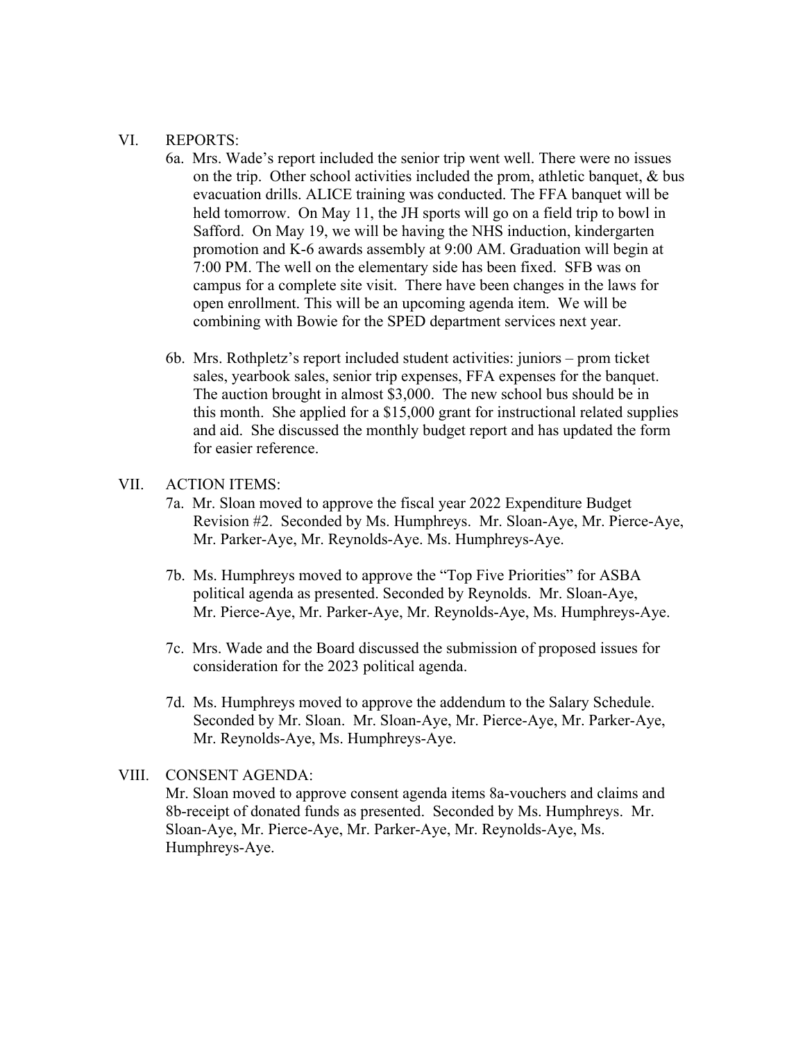VI. REPORTS:

6a. Mrs. Wade's report included the senior trip went well. There were no issues on the trip. Other school activities included the prom, athletic banquet, & bus evacuation drills. ALICE training was conducted. The FFA banquet will be held tomorrow. On May 11, the JH sports will go on a field trip to bowl in Safford. On May 19, we will be having the NHS induction, kindergarten promotion and K-6 awards assembly at 9:00 AM. Graduation will begin at 7:00 PM. The well on the elementary side has been fixed. SFB was on campus for a complete site visit. There have been changes in the laws for open enrollment. This will be an upcoming agenda item. We will be combining with Bowie for the SPED department services next year.

6b. Mrs. Rothpletz's report included student activities: juniors – prom ticket sales, yearbook sales, senior trip expenses, FFA expenses for the banquet. The auction brought in almost $3,000. The new school bus should be in this month. She applied for a $15,000 grant for instructional related supplies and aid. She discussed the monthly budget report and has updated the form for easier reference.

VII. ACTION ITEMS:

7a. Mr. Sloan moved to approve the fiscal year 2022 Expenditure Budget Revision #2. Seconded by Ms. Humphreys. Mr. Sloan-Aye, Mr. Pierce-Aye, Mr. Parker-Aye, Mr. Reynolds-Aye. Ms. Humphreys-Aye.

7b. Ms. Humphreys moved to approve the "Top Five Priorities" for ASBA political agenda as presented. Seconded by Reynolds. Mr. Sloan-Aye, Mr. Pierce-Aye, Mr. Parker-Aye, Mr. Reynolds-Aye, Ms. Humphreys-Aye.

7c. Mrs. Wade and the Board discussed the submission of proposed issues for consideration for the 2023 political agenda.

7d. Ms. Humphreys moved to approve the addendum to the Salary Schedule. Seconded by Mr. Sloan. Mr. Sloan-Aye, Mr. Pierce-Aye, Mr. Parker-Aye, Mr. Reynolds-Aye, Ms. Humphreys-Aye.

VIII. CONSENT AGENDA:

Mr. Sloan moved to approve consent agenda items 8a-vouchers and claims and 8b-receipt of donated funds as presented. Seconded by Ms. Humphreys. Mr. Sloan-Aye, Mr. Pierce-Aye, Mr. Parker-Aye, Mr. Reynolds-Aye, Ms. Humphreys-Aye.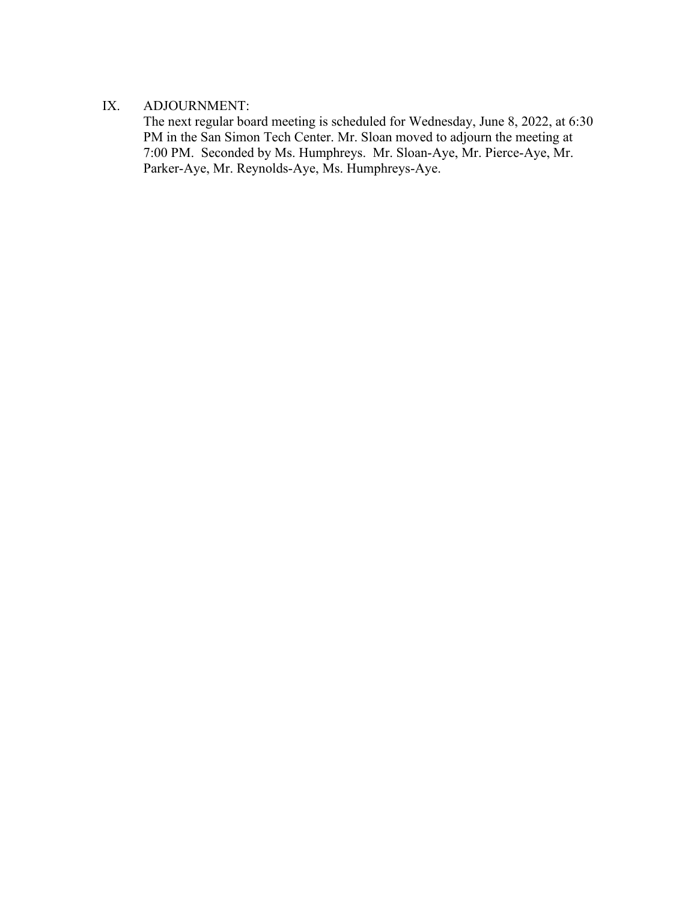IX. ADJOURNMENT:

The next regular board meeting is scheduled for Wednesday, June 8, 2022, at 6:30 PM in the San Simon Tech Center. Mr. Sloan moved to adjourn the meeting at 7:00 PM. Seconded by Ms. Humphreys. Mr. Sloan-Aye, Mr. Pierce-Aye, Mr. Parker-Aye, Mr. Reynolds-Aye, Ms. Humphreys-Aye.